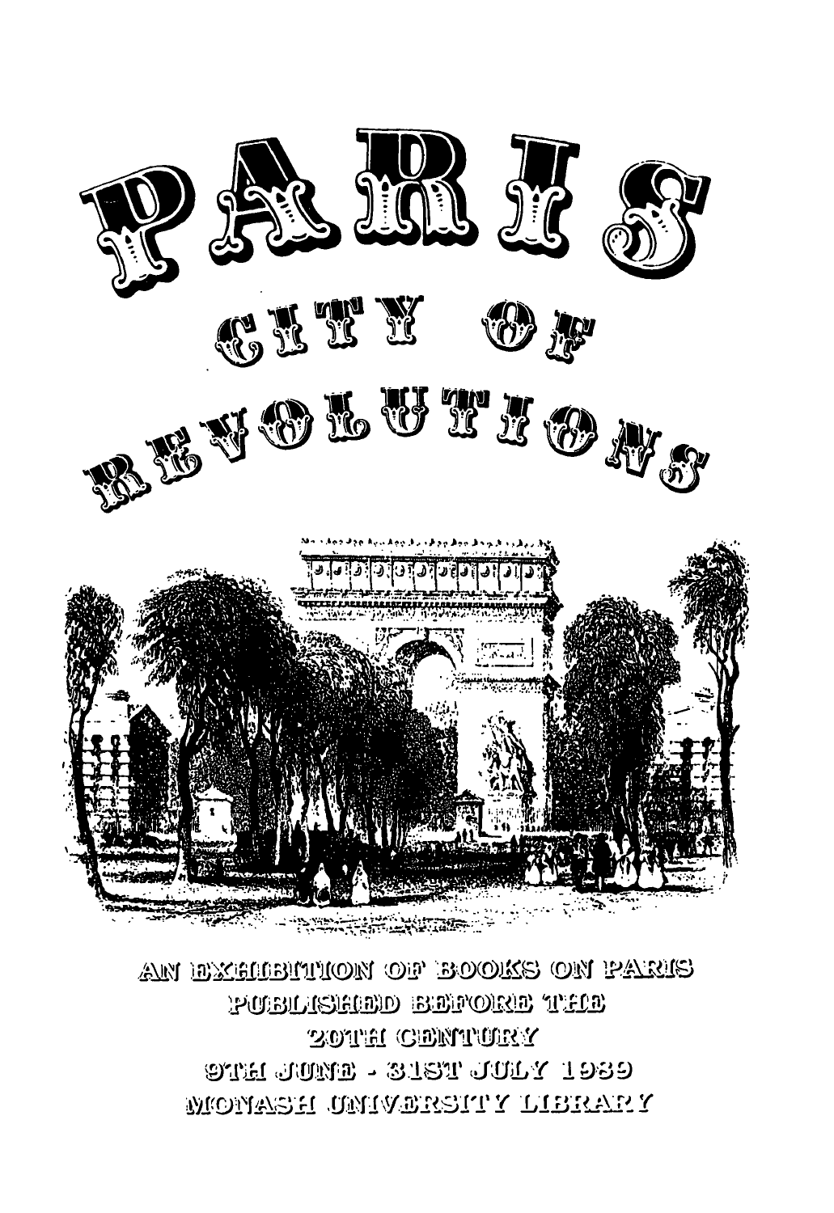# PARIS

## CITY OF REVOLUTIONS

AN EXHIBITION OF BOOKS ON PARIS
PUBLISHED BEFORE THE
20TH CENTURY
9TH JUNE - 31ST JULY 1989
MONASH UNIVERSITY LIBRARY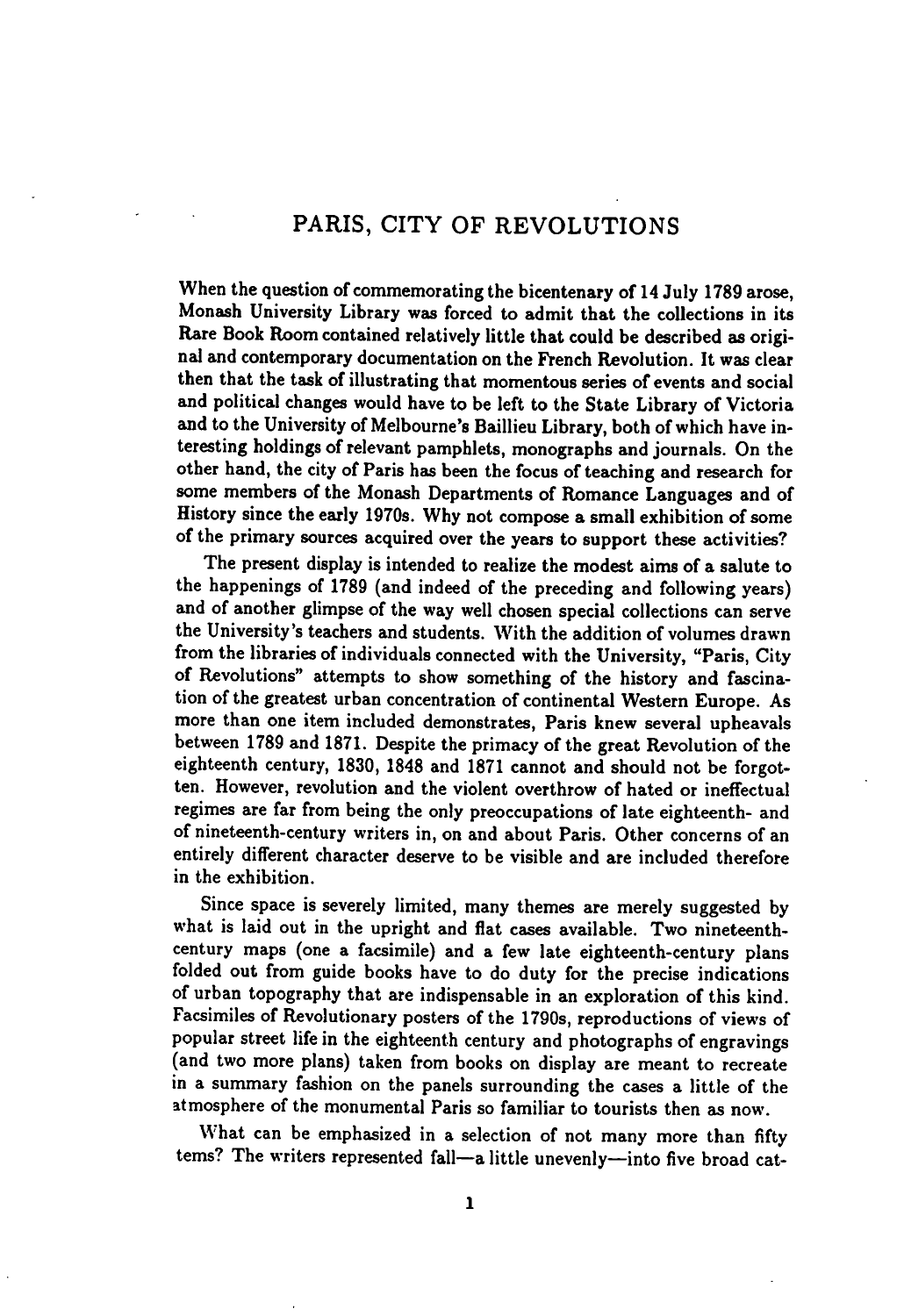# PARIS, CITY OF REVOLUTIONS

When the question of commemorating the bicentenary of 14 July 1789 arose, Monash University Library was forced to admit that the collections in its Rare Book Room contained relatively little that could be described as original and contemporary documentation on the French Revolution. It was clear then that the task of illustrating that momentous series of events and social and political changes would have to be left to the State Library of Victoria and to the University of Melbourne's Baillieu Library, both of which have interesting holdings of relevant pamphlets, monographs and journals. On the other hand, the city of Paris has been the focus of teaching and research for some members of the Monash Departments of Romance Languages and of History since the early 1970s. Why not compose a small exhibition of some of the primary sources acquired over the years to support these activities?

The present display is intended to realize the modest aims of a salute to the happenings of 1789 (and indeed of the preceding and following years) and of another glimpse of the way well chosen special collections can serve the University's teachers and students. With the addition of volumes drawn from the libraries of individuals connected with the University, "Paris, City of Revolutions" attempts to show something of the history and fascination of the greatest urban concentration of continental Western Europe. As more than one item included demonstrates, Paris knew several upheavals between 1789 and 1871. Despite the primacy of the great Revolution of the eighteenth century, 1830, 1848 and 1871 cannot and should not be forgotten. However, revolution and the violent overthrow of hated or ineffectual regimes are far from being the only preoccupations of late eighteenth- and of nineteenth-century writers in, on and about Paris. Other concerns of an entirely different character deserve to be visible and are included therefore in the exhibition.

Since space is severely limited, many themes are merely suggested by what is laid out in the upright and flat cases available. Two nineteenth-century maps (one a facsimile) and a few late eighteenth-century plans folded out from guide books have to do duty for the precise indications of urban topography that are indispensable in an exploration of this kind. Facsimiles of Revolutionary posters of the 1790s, reproductions of views of popular street life in the eighteenth century and photographs of engravings (and two more plans) taken from books on display are meant to recreate in a summary fashion on the panels surrounding the cases a little of the atmosphere of the monumental Paris so familiar to tourists then as now.

What can be emphasized in a selection of not many more than fifty tems? The writers represented fall—a little unevenly—into five broad cat-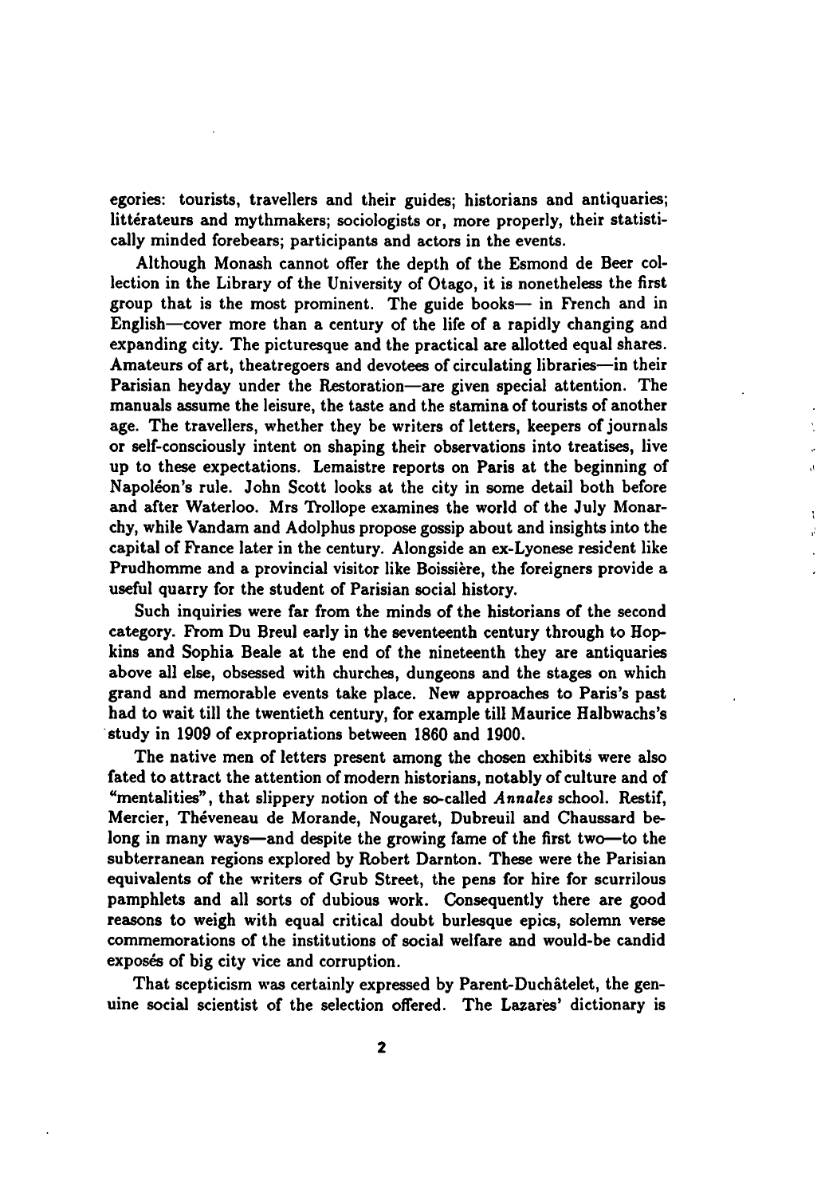egories: tourists, travellers and their guides; historians and antiquaries; littérateurs and mythmakers; sociologists or, more properly, their statistically minded forebears; participants and actors in the events.

Although Monash cannot offer the depth of the Esmond de Beer collection in the Library of the University of Otago, it is nonetheless the first group that is the most prominent. The guide books— in French and in English—cover more than a century of the life of a rapidly changing and expanding city. The picturesque and the practical are allotted equal shares. Amateurs of art, theatregoers and devotees of circulating libraries—in their Parisian heyday under the Restoration—are given special attention. The manuals assume the leisure, the taste and the stamina of tourists of another age. The travellers, whether they be writers of letters, keepers of journals or self-consciously intent on shaping their observations into treatises, live up to these expectations. Lemaistre reports on Paris at the beginning of Napoléon's rule. John Scott looks at the city in some detail both before and after Waterloo. Mrs Trollope examines the world of the July Monarchy, while Vandam and Adolphus propose gossip about and insights into the capital of France later in the century. Alongside an ex-Lyonese resident like Prudhomme and a provincial visitor like Boissière, the foreigners provide a useful quarry for the student of Parisian social history.

Such inquiries were far from the minds of the historians of the second category. From Du Breul early in the seventeenth century through to Hopkins and Sophia Beale at the end of the nineteenth they are antiquaries above all else, obsessed with churches, dungeons and the stages on which grand and memorable events take place. New approaches to Paris's past had to wait till the twentieth century, for example till Maurice Halbwachs's study in 1909 of expropriations between 1860 and 1900.

The native men of letters present among the chosen exhibits were also fated to attract the attention of modern historians, notably of culture and of "mentalities", that slippery notion of the so-called *Annales* school. Restif, Mercier, Théveneau de Morande, Nougaret, Dubreuil and Chaussard belong in many ways—and despite the growing fame of the first two—to the subterranean regions explored by Robert Darnton. These were the Parisian equivalents of the writers of Grub Street, the pens for hire for scurrilous pamphlets and all sorts of dubious work. Consequently there are good reasons to weigh with equal critical doubt burlesque epics, solemn verse commemorations of the institutions of social welfare and would-be candid exposés of big city vice and corruption.

That scepticism was certainly expressed by Parent-Duchâtelet, the genuine social scientist of the selection offered. The Lazares' dictionary is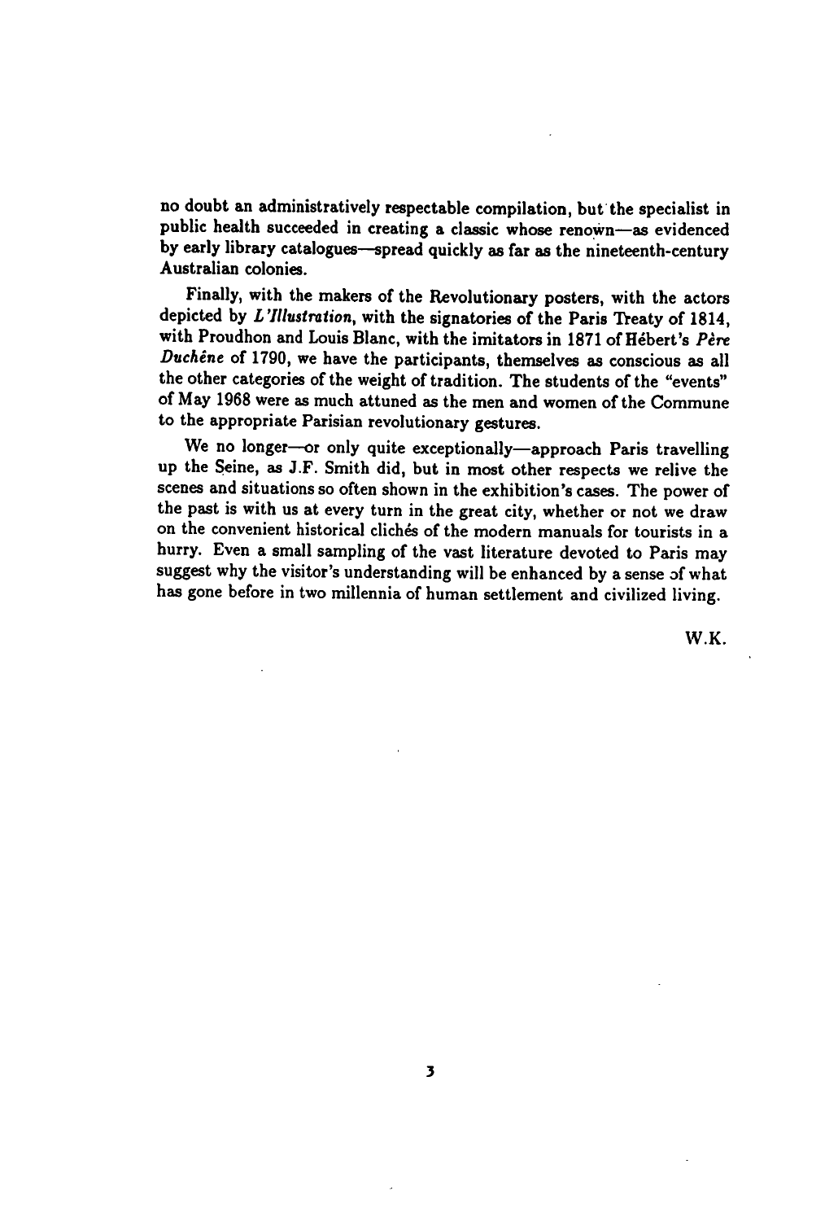no doubt an administratively respectable compilation, but the specialist in public health succeeded in creating a classic whose renown—as evidenced by early library catalogues—spread quickly as far as the nineteenth-century Australian colonies.

Finally, with the makers of the Revolutionary posters, with the actors depicted by *L'Illustration*, with the signatories of the Paris Treaty of 1814, with Proudhon and Louis Blanc, with the imitators in 1871 of Hébert's *Père Duchêne* of 1790, we have the participants, themselves as conscious as all the other categories of the weight of tradition. The students of the "events" of May 1968 were as much attuned as the men and women of the Commune to the appropriate Parisian revolutionary gestures.

We no longer—or only quite exceptionally—approach Paris travelling up the Seine, as J.F. Smith did, but in most other respects we relive the scenes and situations so often shown in the exhibition's cases. The power of the past is with us at every turn in the great city, whether or not we draw on the convenient historical clichés of the modern manuals for tourists in a hurry. Even a small sampling of the vast literature devoted to Paris may suggest why the visitor's understanding will be enhanced by a sense of what has gone before in two millennia of human settlement and civilized living.

W.K.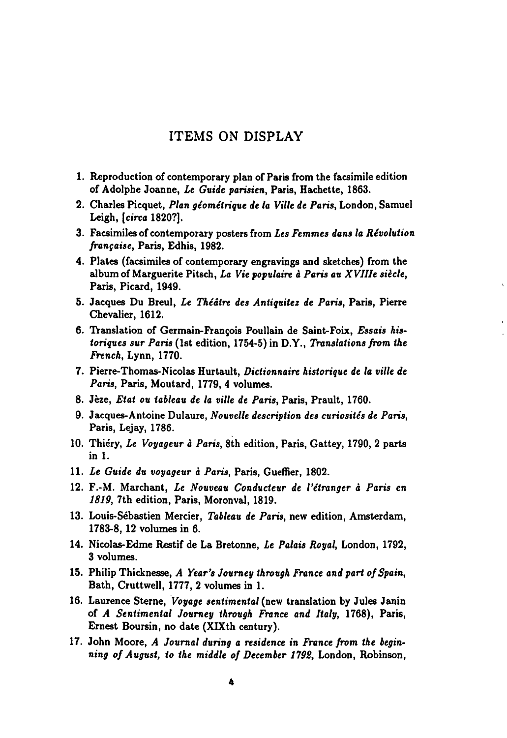## ITEMS ON DISPLAY

1. Reproduction of contemporary plan of Paris from the facsimile edition of Adolphe Joanne, *Le Guide parisien*, Paris, Hachette, 1863.
2. Charles Picquet, *Plan géométrique de la Ville de Paris*, London, Samuel Leigh, [*circa* 1820?].
3. Facsimiles of contemporary posters from *Les Femmes dans la Révolution française*, Paris, Edhis, 1982.
4. Plates (facsimiles of contemporary engravings and sketches) from the album of Marguerite Pitsch, *La Vie populaire à Paris au XVIIIe siècle*, Paris, Picard, 1949.
5. Jacques Du Breul, *Le Théâtre des Antiquitez de Paris*, Paris, Pierre Chevalier, 1612.
6. Translation of Germain-François Poullain de Saint-Foix, *Essais historiques sur Paris* (1st edition, 1754-5) in D.Y., *Translations from the French*, Lynn, 1770.
7. Pierre-Thomas-Nicolas Hurtault, *Dictionnaire historique de la ville de Paris*, Paris, Moutard, 1779, 4 volumes.
8. Jèze, *Etat ou tableau de la ville de Paris*, Paris, Prault, 1760.
9. Jacques-Antoine Dulaure, *Nouvelle description des curiosités de Paris*, Paris, Lejay, 1786.
10. Thiéry, *Le Voyageur à Paris*, 8th edition, Paris, Gattey, 1790, 2 parts in 1.
11. *Le Guide du voyageur à Paris*, Paris, Gueffier, 1802.
12. F.-M. Marchant, *Le Nouveau Conducteur de l'étranger à Paris en 1819*, 7th edition, Paris, Moronval, 1819.
13. Louis-Sébastien Mercier, *Tableau de Paris*, new edition, Amsterdam, 1783-8, 12 volumes in 6.
14. Nicolas-Edme Restif de La Bretonne, *Le Palais Royal*, London, 1792, 3 volumes.
15. Philip Thicknesse, *A Year's Journey through France and part of Spain*, Bath, Cruttwell, 1777, 2 volumes in 1.
16. Laurence Sterne, *Voyage sentimental* (new translation by Jules Janin of *A Sentimental Journey through France and Italy*, 1768), Paris, Ernest Boursin, no date (XIXth century).
17. John Moore, *A Journal during a residence in France from the beginning of August, to the middle of December 1792*, London, Robinson,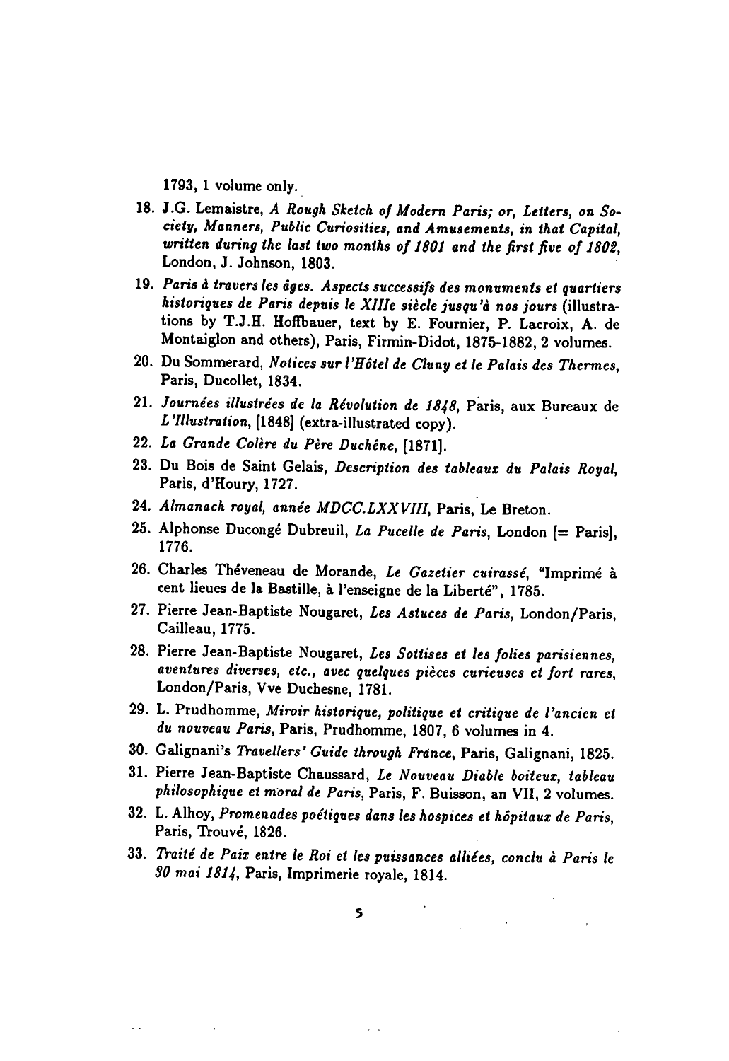1793, 1 volume only.

18. J.G. Lemaistre, *A Rough Sketch of Modern Paris; or, Letters, on Society, Manners, Public Curiosities, and Amusements, in that Capital, written during the last two months of 1801 and the first five of 1802*, London, J. Johnson, 1803.
19. *Paris à travers les âges. Aspects successifs des monuments et quartiers historiques de Paris depuis le XIIIe siècle jusqu'à nos jours* (illustrations by T.J.H. Hoffbauer, text by E. Fournier, P. Lacroix, A. de Montaiglon and others), Paris, Firmin-Didot, 1875-1882, 2 volumes.
20. Du Sommerard, *Notices sur l'Hôtel de Cluny et le Palais des Thermes*, Paris, Ducollet, 1834.
21. *Journées illustrées de la Révolution de 1848*, Paris, aux Bureaux de *L'Illustration*, [1848] (extra-illustrated copy).
22. *La Grande Colère du Père Duchêne*, [1871].
23. Du Bois de Saint Gelais, *Description des tableaux du Palais Royal*, Paris, d'Houry, 1727.
24. *Almanach royal, année MDCC.LXXVIII*, Paris, Le Breton.
25. Alphonse Ducongé Dubreuil, *La Pucelle de Paris*, London [= Paris], 1776.
26. Charles Théveneau de Morande, *Le Gazetier cuirassé*, "Imprimé à cent lieues de la Bastille, à l'enseigne de la Liberté", 1785.
27. Pierre Jean-Baptiste Nougaret, *Les Astuces de Paris*, London/Paris, Cailleau, 1775.
28. Pierre Jean-Baptiste Nougaret, *Les Sottises et les folies parisiennes, aventures diverses, etc., avec quelques pièces curieuses et fort rares*, London/Paris, Vve Duchesne, 1781.
29. L. Prudhomme, *Miroir historique, politique et critique de l'ancien et du nouveau Paris*, Paris, Prudhomme, 1807, 6 volumes in 4.
30. Galignani's *Travellers' Guide through France*, Paris, Galignani, 1825.
31. Pierre Jean-Baptiste Chaussard, *Le Nouveau Diable boiteux, tableau philosophique et moral de Paris*, Paris, F. Buisson, an VII, 2 volumes.
32. L. Alhoy, *Promenades poétiques dans les hospices et hôpitaux de Paris*, Paris, Trouvé, 1826.
33. *Traité de Paix entre le Roi et les puissances alliées, conclu à Paris le 30 mai 1814*, Paris, Imprimerie royale, 1814.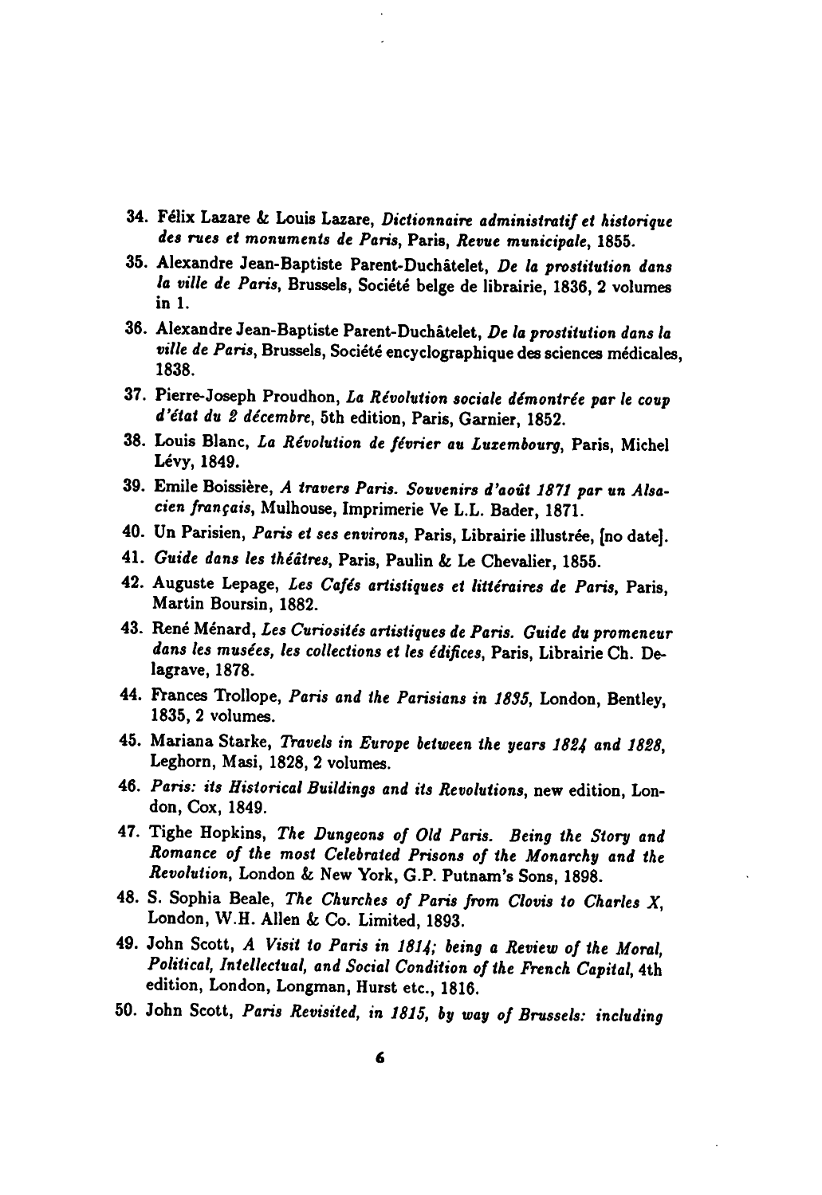34. Félix Lazare & Louis Lazare, *Dictionnaire administratif et historique des rues et monuments de Paris*, Paris, *Revue municipale*, 1855.
35. Alexandre Jean-Baptiste Parent-Duchâtelet, *De la prostitution dans la ville de Paris*, Brussels, Société belge de librairie, 1836, 2 volumes in 1.
36. Alexandre Jean-Baptiste Parent-Duchâtelet, *De la prostitution dans la ville de Paris*, Brussels, Société encyclographique des sciences médicales, 1838.
37. Pierre-Joseph Proudhon, *La Révolution sociale démontrée par le coup d'état du 2 décembre*, 5th edition, Paris, Garnier, 1852.
38. Louis Blanc, *La Révolution de février au Luxembourg*, Paris, Michel Lévy, 1849.
39. Emile Boissière, *A travers Paris. Souvenirs d'août 1871 par un Alsacien français*, Mulhouse, Imprimerie Ve L.L. Bader, 1871.
40. Un Parisien, *Paris et ses environs*, Paris, Librairie illustrée, [no date].
41. *Guide dans les théâtres*, Paris, Paulin & Le Chevalier, 1855.
42. Auguste Lepage, *Les Cafés artistiques et littéraires de Paris*, Paris, Martin Boursin, 1882.
43. René Ménard, *Les Curiosités artistiques de Paris. Guide du promeneur dans les musées, les collections et les édifices*, Paris, Librairie Ch. Delagrave, 1878.
44. Frances Trollope, *Paris and the Parisians in 1835*, London, Bentley, 1835, 2 volumes.
45. Mariana Starke, *Travels in Europe between the years 1824 and 1828*, Leghorn, Masi, 1828, 2 volumes.
46. *Paris: its Historical Buildings and its Revolutions*, new edition, London, Cox, 1849.
47. Tighe Hopkins, *The Dungeons of Old Paris. Being the Story and Romance of the most Celebrated Prisons of the Monarchy and the Revolution*, London & New York, G.P. Putnam's Sons, 1898.
48. S. Sophia Beale, *The Churches of Paris from Clovis to Charles X*, London, W.H. Allen & Co. Limited, 1893.
49. John Scott, *A Visit to Paris in 1814; being a Review of the Moral, Political, Intellectual, and Social Condition of the French Capital*, 4th edition, London, Longman, Hurst etc., 1816.
50. John Scott, *Paris Revisited, in 1815, by way of Brussels: including*